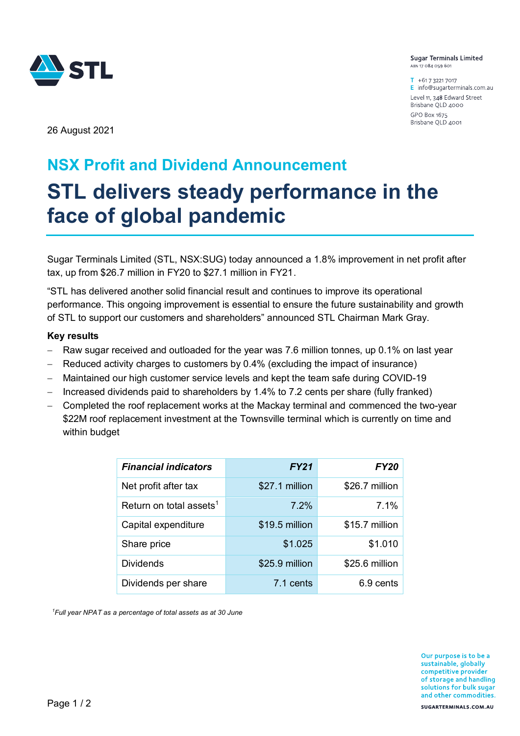Sugar Terminals Limited
ABN 17 084 059 601

T +61 7 3221 7017
E info@sugarterminals.com.au
Level 11, 348 Edward Street
Brisbane QLD 4000
GPO Box 1675
Brisbane QLD 4001

26 August 2021

## NSX Profit and Dividend Announcement

# STL delivers steady performance in the face of global pandemic

Sugar Terminals Limited (STL, NSX:SUG) today announced a 1.8% improvement in net profit after tax, up from $26.7 million in FY20 to $27.1 million in FY21.

“STL has delivered another solid financial result and continues to improve its operational performance. This ongoing improvement is essential to ensure the future sustainability and growth of STL to support our customers and shareholders” announced STL Chairman Mark Gray.

**Key results**

- Raw sugar received and outloaded for the year was 7.6 million tonnes, up 0.1% on last year
- Reduced activity charges to customers by 0.4% (excluding the impact of insurance)
- Maintained our high customer service levels and kept the team safe during COVID-19
- Increased dividends paid to shareholders by 1.4% to 7.2 cents per share (fully franked)
- Completed the roof replacement works at the Mackay terminal and commenced the two-year $22M roof replacement investment at the Townsville terminal which is currently on time and within budget

| ***Financial indicators*** | ***FY21*** | ***FY20*** |
|---|---|---|
| Net profit after tax | $27.1 million | $26.7 million |
| Return on total assets[1] | 7.2% | 7.1% |
| Capital expenditure | $19.5 million | $15.7 million |
| Share price | $1.025 | $1.010 |
| Dividends | $25.9 million | $25.6 million |
| Dividends per share | 7.1 cents | 6.9 cents |

*[1]Full year NPAT as a percentage of total assets as at 30 June*

Our purpose is to be a sustainable, globally competitive provider of storage and handling solutions for bulk sugar and other commodities.

SUGARTERMINALS.COM.AU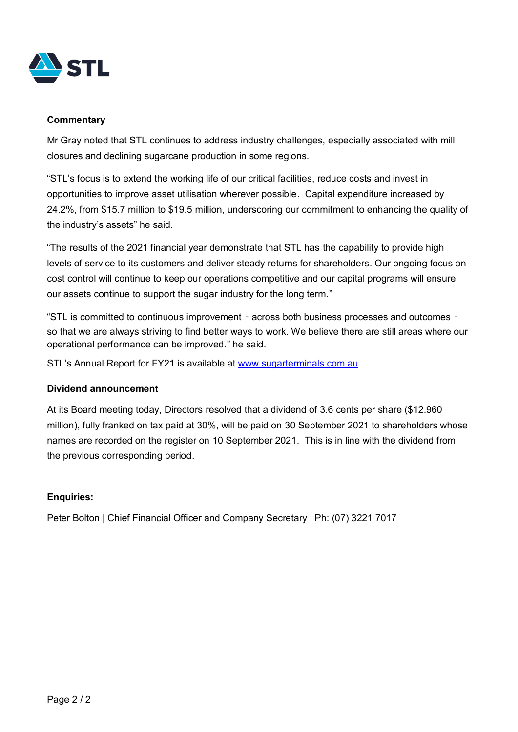**Commentary**

Mr Gray noted that STL continues to address industry challenges, especially associated with mill closures and declining sugarcane production in some regions.

"STL's focus is to extend the working life of our critical facilities, reduce costs and invest in opportunities to improve asset utilisation wherever possible. Capital expenditure increased by 24.2%, from $15.7 million to $19.5 million, underscoring our commitment to enhancing the quality of the industry's assets" he said.

"The results of the 2021 financial year demonstrate that STL has the capability to provide high levels of service to its customers and deliver steady returns for shareholders. Our ongoing focus on cost control will continue to keep our operations competitive and our capital programs will ensure our assets continue to support the sugar industry for the long term."

"STL is committed to continuous improvement - across both business processes and outcomes - so that we are always striving to find better ways to work. We believe there are still areas where our operational performance can be improved." he said.

STL's Annual Report for FY21 is available at www.sugarterminals.com.au.

**Dividend announcement**

At its Board meeting today, Directors resolved that a dividend of 3.6 cents per share ($12.960 million), fully franked on tax paid at 30%, will be paid on 30 September 2021 to shareholders whose names are recorded on the register on 10 September 2021. This is in line with the dividend from the previous corresponding period.

**Enquiries:**

Peter Bolton | Chief Financial Officer and Company Secretary | Ph: (07) 3221 7017